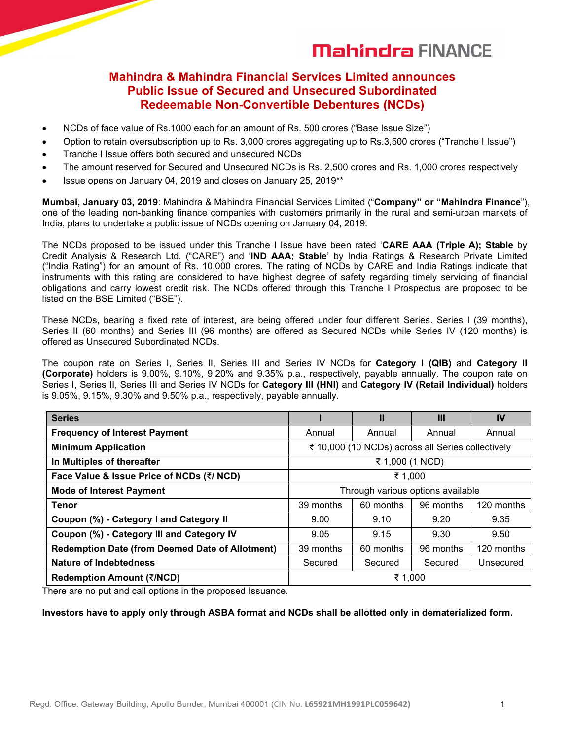# Mahindra & Mahindra Financial Services Limited announces Public Issue of Secured and Unsecured Subordinated Redeemable Non-Convertible Debentures (NCDs)

- NCDs of face value of Rs.1000 each for an amount of Rs. 500 crores ("Base Issue Size")
- Option to retain oversubscription up to Rs. 3,000 crores aggregating up to Rs.3,500 crores ("Tranche I Issue")
- Tranche I Issue offers both secured and unsecured NCDs
- The amount reserved for Secured and Unsecured NCDs is Rs. 2,500 crores and Rs. 1,000 crores respectively
- Issue opens on January 04, 2019 and closes on January 25, 2019**

**Mumbai, January 03, 2019**: Mahindra & Mahindra Financial Services Limited ("**Company" or "Mahindra Finance**"), one of the leading non-banking finance companies with customers primarily in the rural and semi-urban markets of India, plans to undertake a public issue of NCDs opening on January 04, 2019.

The NCDs proposed to be issued under this Tranche I Issue have been rated '**CARE AAA (Triple A); Stable** by Credit Analysis & Research Ltd. ("CARE") and '**IND AAA; Stable**' by India Ratings & Research Private Limited ("India Rating") for an amount of Rs. 10,000 crores. The rating of NCDs by CARE and India Ratings indicate that instruments with this rating are considered to have highest degree of safety regarding timely servicing of financial obligations and carry lowest credit risk. The NCDs offered through this Tranche I Prospectus are proposed to be listed on the BSE Limited ("BSE").

These NCDs, bearing a fixed rate of interest, are being offered under four different Series. Series I (39 months), Series II (60 months) and Series III (96 months) are offered as Secured NCDs while Series IV (120 months) is offered as Unsecured Subordinated NCDs.

The coupon rate on Series I, Series II, Series III and Series IV NCDs for **Category I (QIB)** and **Category II (Corporate)** holders is 9.00%, 9.10%, 9.20% and 9.35% p.a., respectively, payable annually. The coupon rate on Series I, Series II, Series III and Series IV NCDs for **Category III (HNI)** and **Category IV (Retail Individual)** holders is 9.05%, 9.15%, 9.30% and 9.50% p.a., respectively, payable annually.

| **Series** | **I** | **II** | **III** | **IV** |
|---|---|---|---|---|
| **Frequency of Interest Payment** | Annual | Annual | Annual | Annual |
| **Minimum Application** | ₹ 10,000 (10 NCDs) across all Series collectively | | | |
| **In Multiples of thereafter** | ₹ 1,000 (1 NCD) | | | |
| **Face Value & Issue Price of NCDs (₹/ NCD)** | ₹ 1,000 | | | |
| **Mode of Interest Payment** | Through various options available | | | |
| **Tenor** | 39 months | 60 months | 96 months | 120 months |
| **Coupon (%) - Category I and Category II** | 9.00 | 9.10 | 9.20 | 9.35 |
| **Coupon (%) - Category III and Category IV** | 9.05 | 9.15 | 9.30 | 9.50 |
| **Redemption Date (from Deemed Date of Allotment)** | 39 months | 60 months | 96 months | 120 months |
| **Nature of Indebtedness** | Secured | Secured | Secured | Unsecured |
| **Redemption Amount (₹/NCD)** | ₹ 1,000 | | | |

There are no put and call options in the proposed Issuance.

**Investors have to apply only through ASBA format and NCDs shall be allotted only in dematerialized form.**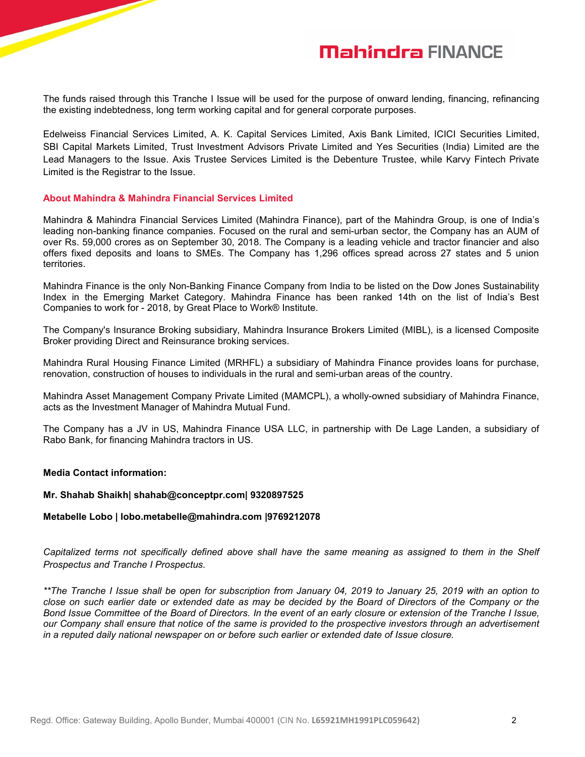The funds raised through this Tranche I Issue will be used for the purpose of onward lending, financing, refinancing the existing indebtedness, long term working capital and for general corporate purposes.

Edelweiss Financial Services Limited, A. K. Capital Services Limited, Axis Bank Limited, ICICI Securities Limited, SBI Capital Markets Limited, Trust Investment Advisors Private Limited and Yes Securities (India) Limited are the Lead Managers to the Issue. Axis Trustee Services Limited is the Debenture Trustee, while Karvy Fintech Private Limited is the Registrar to the Issue.

## About Mahindra & Mahindra Financial Services Limited

Mahindra & Mahindra Financial Services Limited (Mahindra Finance), part of the Mahindra Group, is one of India's leading non-banking finance companies. Focused on the rural and semi-urban sector, the Company has an AUM of over Rs. 59,000 crores as on September 30, 2018. The Company is a leading vehicle and tractor financier and also offers fixed deposits and loans to SMEs. The Company has 1,296 offices spread across 27 states and 5 union territories.

Mahindra Finance is the only Non-Banking Finance Company from India to be listed on the Dow Jones Sustainability Index in the Emerging Market Category. Mahindra Finance has been ranked 14th on the list of India's Best Companies to work for - 2018, by Great Place to Work® Institute.

The Company's Insurance Broking subsidiary, Mahindra Insurance Brokers Limited (MIBL), is a licensed Composite Broker providing Direct and Reinsurance broking services.

Mahindra Rural Housing Finance Limited (MRHFL) a subsidiary of Mahindra Finance provides loans for purchase, renovation, construction of houses to individuals in the rural and semi-urban areas of the country.

Mahindra Asset Management Company Private Limited (MAMCPL), a wholly-owned subsidiary of Mahindra Finance, acts as the Investment Manager of Mahindra Mutual Fund.

The Company has a JV in US, Mahindra Finance USA LLC, in partnership with De Lage Landen, a subsidiary of Rabo Bank, for financing Mahindra tractors in US.

**Media Contact information:**

**Mr. Shahab Shaikh| shahab@conceptpr.com| 9320897525**

**Metabelle Lobo | lobo.metabelle@mahindra.com |9769212078**

*Capitalized terms not specifically defined above shall have the same meaning as assigned to them in the Shelf Prospectus and Tranche I Prospectus.*

*\*\*The Tranche I Issue shall be open for subscription from January 04, 2019 to January 25, 2019 with an option to close on such earlier date or extended date as may be decided by the Board of Directors of the Company or the Bond Issue Committee of the Board of Directors. In the event of an early closure or extension of the Tranche I Issue, our Company shall ensure that notice of the same is provided to the prospective investors through an advertisement in a reputed daily national newspaper on or before such earlier or extended date of Issue closure.*

Regd. Office: Gateway Building, Apollo Bunder, Mumbai 400001 (CIN No. **L65921MH1991PLC059642)**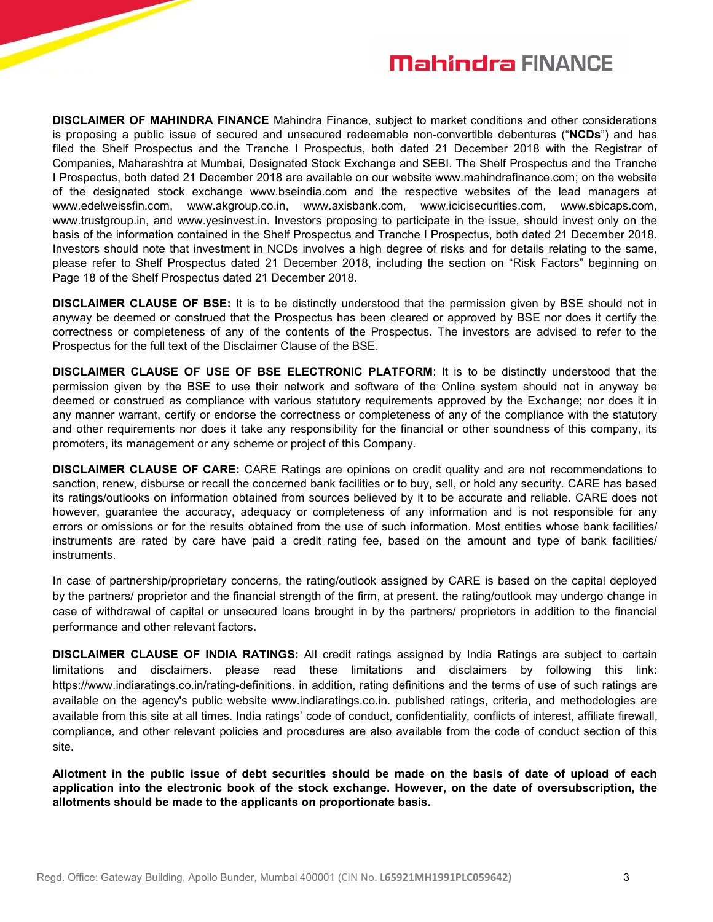**DISCLAIMER OF MAHINDRA FINANCE** Mahindra Finance, subject to market conditions and other considerations is proposing a public issue of secured and unsecured redeemable non-convertible debentures ("**NCDs**") and has filed the Shelf Prospectus and the Tranche I Prospectus, both dated 21 December 2018 with the Registrar of Companies, Maharashtra at Mumbai, Designated Stock Exchange and SEBI. The Shelf Prospectus and the Tranche I Prospectus, both dated 21 December 2018 are available on our website www.mahindrafinance.com; on the website of the designated stock exchange www.bseindia.com and the respective websites of the lead managers at www.edelweissfin.com, www.akgroup.co.in, www.axisbank.com, www.icicisecurities.com, www.sbicaps.com, www.trustgroup.in, and www.yesinvest.in. Investors proposing to participate in the issue, should invest only on the basis of the information contained in the Shelf Prospectus and Tranche I Prospectus, both dated 21 December 2018. Investors should note that investment in NCDs involves a high degree of risks and for details relating to the same, please refer to Shelf Prospectus dated 21 December 2018, including the section on "Risk Factors" beginning on Page 18 of the Shelf Prospectus dated 21 December 2018.

**DISCLAIMER CLAUSE OF BSE:** It is to be distinctly understood that the permission given by BSE should not in anyway be deemed or construed that the Prospectus has been cleared or approved by BSE nor does it certify the correctness or completeness of any of the contents of the Prospectus. The investors are advised to refer to the Prospectus for the full text of the Disclaimer Clause of the BSE.

**DISCLAIMER CLAUSE OF USE OF BSE ELECTRONIC PLATFORM**: It is to be distinctly understood that the permission given by the BSE to use their network and software of the Online system should not in anyway be deemed or construed as compliance with various statutory requirements approved by the Exchange; nor does it in any manner warrant, certify or endorse the correctness or completeness of any of the compliance with the statutory and other requirements nor does it take any responsibility for the financial or other soundness of this company, its promoters, its management or any scheme or project of this Company.

**DISCLAIMER CLAUSE OF CARE:** CARE Ratings are opinions on credit quality and are not recommendations to sanction, renew, disburse or recall the concerned bank facilities or to buy, sell, or hold any security. CARE has based its ratings/outlooks on information obtained from sources believed by it to be accurate and reliable. CARE does not however, guarantee the accuracy, adequacy or completeness of any information and is not responsible for any errors or omissions or for the results obtained from the use of such information. Most entities whose bank facilities/ instruments are rated by care have paid a credit rating fee, based on the amount and type of bank facilities/ instruments.

In case of partnership/proprietary concerns, the rating/outlook assigned by CARE is based on the capital deployed by the partners/ proprietor and the financial strength of the firm, at present. the rating/outlook may undergo change in case of withdrawal of capital or unsecured loans brought in by the partners/ proprietors in addition to the financial performance and other relevant factors.

**DISCLAIMER CLAUSE OF INDIA RATINGS:** All credit ratings assigned by India Ratings are subject to certain limitations and disclaimers. please read these limitations and disclaimers by following this link: https://www.indiaratings.co.in/rating-definitions. in addition, rating definitions and the terms of use of such ratings are available on the agency's public website www.indiaratings.co.in. published ratings, criteria, and methodologies are available from this site at all times. India ratings' code of conduct, confidentiality, conflicts of interest, affiliate firewall, compliance, and other relevant policies and procedures are also available from the code of conduct section of this site.

**Allotment in the public issue of debt securities should be made on the basis of date of upload of each application into the electronic book of the stock exchange. However, on the date of oversubscription, the allotments should be made to the applicants on proportionate basis.**